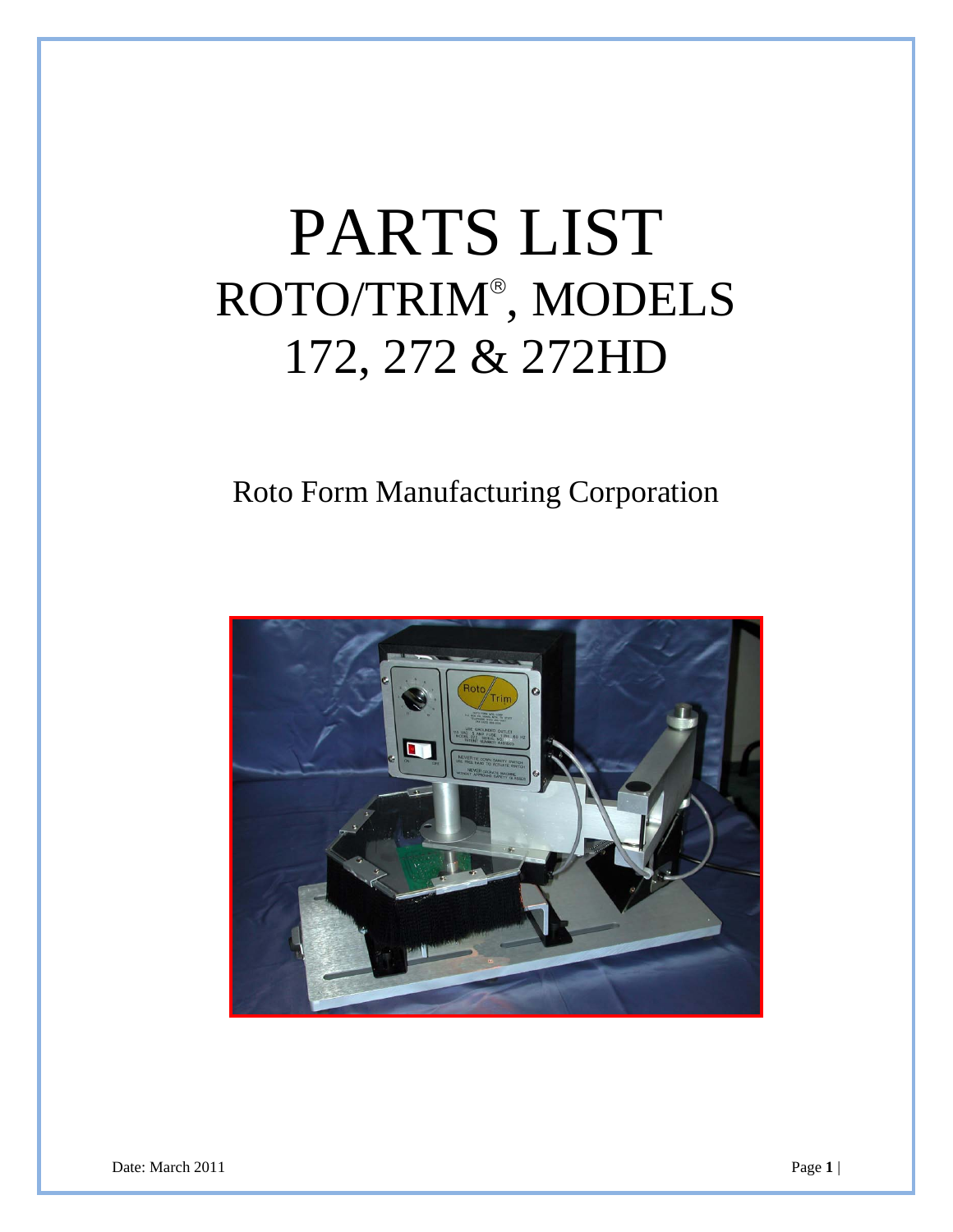# PARTS LIST

## ROTO/TRIM®, MODELS 172, 272 & 272HD

Roto Form Manufacturing Corporation

Date: March 2011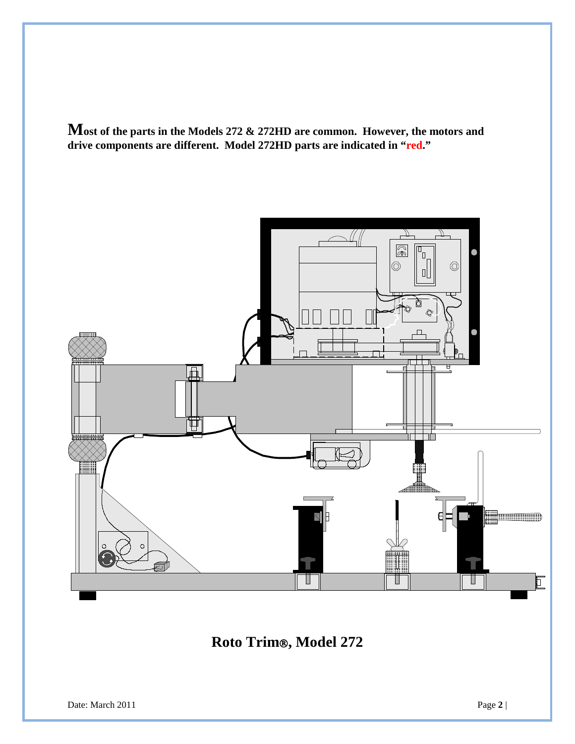**Most of the parts in the Models 272 & 272HD are common. However, the motors and drive components are different. Model 272HD parts are indicated in "red."**

**Roto Trim®, Model 272**

Date: March 2011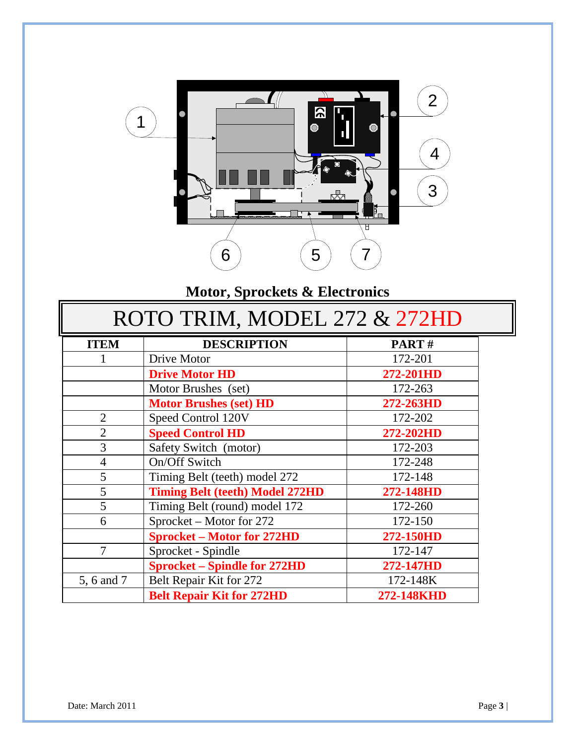## Motor, Sprockets & Electronics

# ROTO TRIM, MODEL 272 & 272HD

| ITEM | DESCRIPTION | PART # |
|---|---|---|
| 1 | Drive Motor | 172-201 |
| | **Drive Motor HD** | **272-201HD** |
| | Motor Brushes (set) | 172-263 |
| | **Motor Brushes (set) HD** | **272-263HD** |
| 2 | Speed Control 120V | 172-202 |
| 2 | **Speed Control HD** | **272-202HD** |
| 3 | Safety Switch (motor) | 172-203 |
| 4 | On/Off Switch | 172-248 |
| 5 | Timing Belt (teeth) model 272 | 172-148 |
| 5 | **Timing Belt (teeth) Model 272HD** | **272-148HD** |
| 5 | Timing Belt (round) model 172 | 172-260 |
| 6 | Sprocket – Motor for 272 | 172-150 |
| | **Sprocket – Motor for 272HD** | **272-150HD** |
| 7 | Sprocket - Spindle | 172-147 |
| | **Sprocket – Spindle for 272HD** | **272-147HD** |
| 5, 6 and 7 | Belt Repair Kit for 272 | 172-148K |
| | **Belt Repair Kit for 272HD** | **272-148KHD** |

Date: March 2011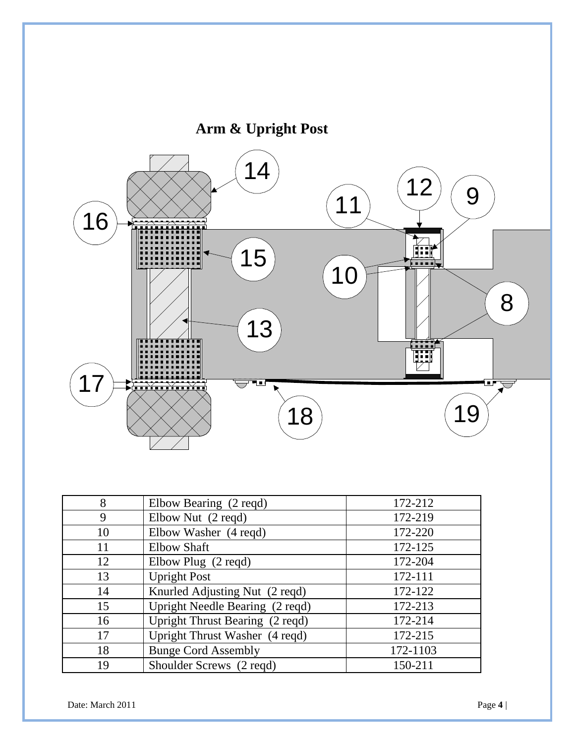## Arm & Upright Post

| 8 | Elbow Bearing (2 reqd) | 172-212 |
|---|---|---|
| 9 | Elbow Nut (2 reqd) | 172-219 |
| 10 | Elbow Washer (4 reqd) | 172-220 |
| 11 | Elbow Shaft | 172-125 |
| 12 | Elbow Plug (2 reqd) | 172-204 |
| 13 | Upright Post | 172-111 |
| 14 | Knurled Adjusting Nut (2 reqd) | 172-122 |
| 15 | Upright Needle Bearing (2 reqd) | 172-213 |
| 16 | Upright Thrust Bearing (2 reqd) | 172-214 |
| 17 | Upright Thrust Washer (4 reqd) | 172-215 |
| 18 | Bunge Cord Assembly | 172-1103 |
| 19 | Shoulder Screws (2 reqd) | 150-211 |

Date: March 2011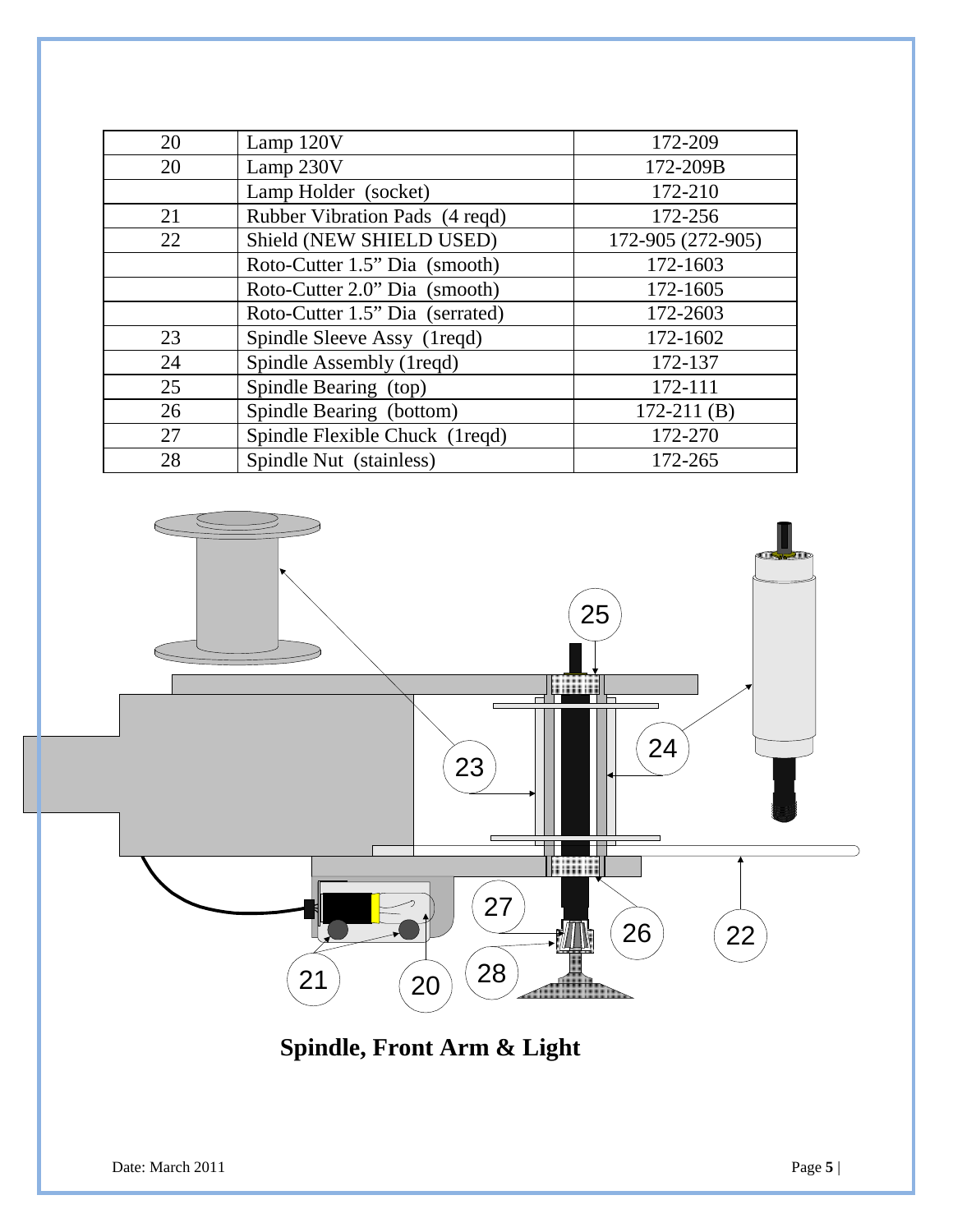| 20 | Lamp 120V | 172-209 |
|---|---|---|
| 20 | Lamp 230V | 172-209B |
| | Lamp Holder (socket) | 172-210 |
| 21 | Rubber Vibration Pads (4 reqd) | 172-256 |
| 22 | Shield (NEW SHIELD USED) | 172-905 (272-905) |
| | Roto-Cutter 1.5" Dia (smooth) | 172-1603 |
| | Roto-Cutter 2.0" Dia (smooth) | 172-1605 |
| | Roto-Cutter 1.5" Dia (serrated) | 172-2603 |
| 23 | Spindle Sleeve Assy (1reqd) | 172-1602 |
| 24 | Spindle Assembly (1reqd) | 172-137 |
| 25 | Spindle Bearing (top) | 172-111 |
| 26 | Spindle Bearing (bottom) | 172-211 (B) |
| 27 | Spindle Flexible Chuck (1reqd) | 172-270 |
| 28 | Spindle Nut (stainless) | 172-265 |

**Spindle, Front Arm & Light**

Date: March 2011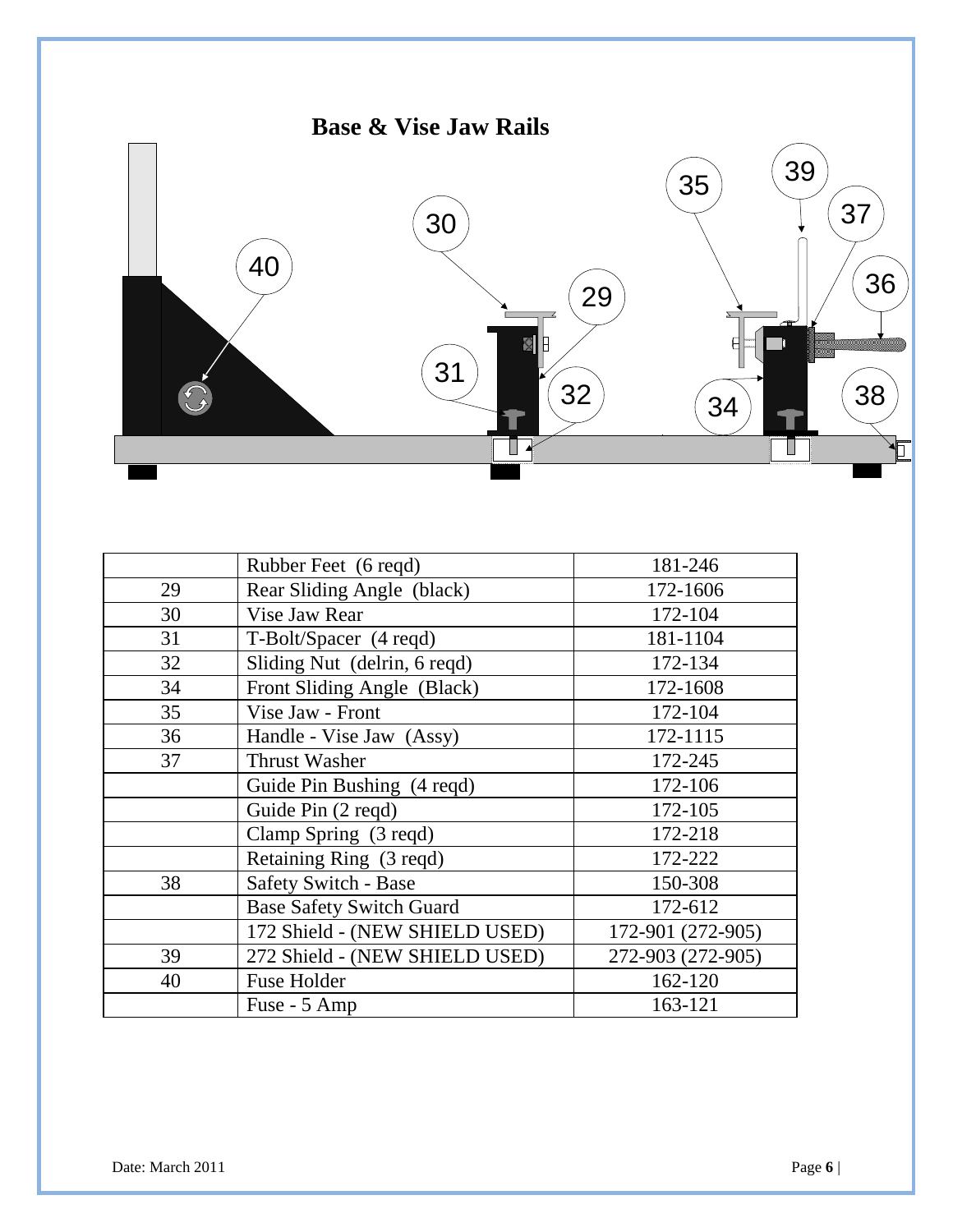## Base & Vise Jaw Rails

| | | |
|---|---|---|
| | Rubber Feet (6 reqd) | 181-246 |
| 29 | Rear Sliding Angle (black) | 172-1606 |
| 30 | Vise Jaw Rear | 172-104 |
| 31 | T-Bolt/Spacer (4 reqd) | 181-1104 |
| 32 | Sliding Nut (delrin, 6 reqd) | 172-134 |
| 34 | Front Sliding Angle (Black) | 172-1608 |
| 35 | Vise Jaw - Front | 172-104 |
| 36 | Handle - Vise Jaw (Assy) | 172-1115 |
| 37 | Thrust Washer | 172-245 |
| | Guide Pin Bushing (4 reqd) | 172-106 |
| | Guide Pin (2 reqd) | 172-105 |
| | Clamp Spring (3 reqd) | 172-218 |
| | Retaining Ring (3 reqd) | 172-222 |
| 38 | Safety Switch - Base | 150-308 |
| | Base Safety Switch Guard | 172-612 |
| | 172 Shield - (NEW SHIELD USED) | 172-901 (272-905) |
| 39 | 272 Shield - (NEW SHIELD USED) | 272-903 (272-905) |
| 40 | Fuse Holder | 162-120 |
| | Fuse - 5 Amp | 163-121 |

Date: March 2011